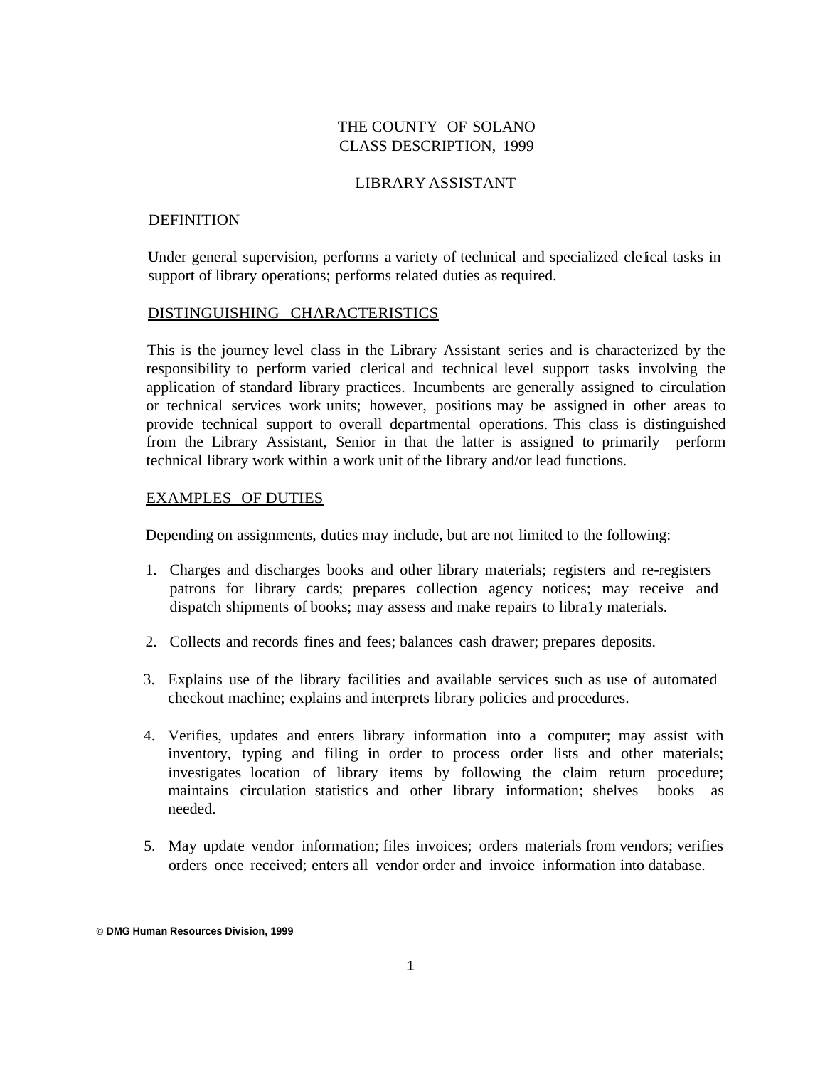# THE COUNTY OF SOLANO
# CLASS DESCRIPTION, 1999

## LIBRARY ASSISTANT

### DEFINITION

Under general supervision, performs a variety of technical and specialized cle1cal tasks in support of library operations; performs related duties as required.

### DISTINGUISHING CHARACTERISTICS

This is the journey level class in the Library Assistant series and is characterized by the responsibility to perform varied clerical and technical level support tasks involving the application of standard library practices. Incumbents are generally assigned to circulation or technical services work units; however, positions may be assigned in other areas to provide technical support to overall departmental operations. This class is distinguished from the Library Assistant, Senior in that the latter is assigned to primarily perform technical library work within a work unit of the library and/or lead functions.

### EXAMPLES OF DUTIES

Depending on assignments, duties may include, but are not limited to the following:

1. Charges and discharges books and other library materials; registers and re-registers patrons for library cards; prepares collection agency notices; may receive and dispatch shipments of books; may assess and make repairs to libra1y materials.

2. Collects and records fines and fees; balances cash drawer; prepares deposits.

3. Explains use of the library facilities and available services such as use of automated checkout machine; explains and interprets library policies and procedures.

4. Verifies, updates and enters library information into a computer; may assist with inventory, typing and filing in order to process order lists and other materials; investigates location of library items by following the claim return procedure; maintains circulation statistics and other library information; shelves books as needed.

5. May update vendor information; files invoices; orders materials from vendors; verifies orders once received; enters all vendor order and invoice information into database.

© DMG Human Resources Division, 1999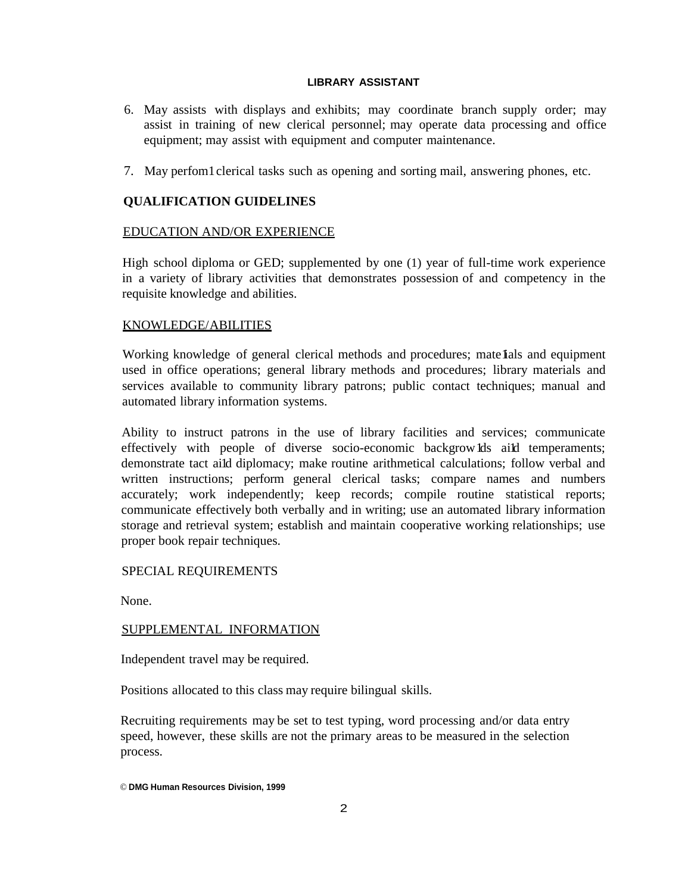6. May assists with displays and exhibits; may coordinate branch supply order; may assist in training of new clerical personnel; may operate data processing and office equipment; may assist with equipment and computer maintenance.

7. May perfom1 clerical tasks such as opening and sorting mail, answering phones, etc.

## QUALIFICATION GUIDELINES

EDUCATION AND/OR EXPERIENCE

High school diploma or GED; supplemented by one (1) year of full-time work experience in a variety of library activities that demonstrates possession of and competency in the requisite knowledge and abilities.

KNOWLEDGE/ABILITIES

Working knowledge of general clerical methods and procedures; mate1ials and equipment used in office operations; general library methods and procedures; library materials and services available to community library patrons; public contact techniques; manual and automated library information systems.

Ability to instruct patrons in the use of library facilities and services; communicate effectively with people of diverse socio-economic backgrow1ds ai1d temperaments; demonstrate tact ai1d diplomacy; make routine arithmetical calculations; follow verbal and written instructions; perform general clerical tasks; compare names and numbers accurately; work independently; keep records; compile routine statistical reports; communicate effectively both verbally and in writing; use an automated library information storage and retrieval system; establish and maintain cooperative working relationships; use proper book repair techniques.

SPECIAL REQUIREMENTS

None.

SUPPLEMENTAL INFORMATION

Independent travel may be required.

Positions allocated to this class may require bilingual skills.

Recruiting requirements may be set to test typing, word processing and/or data entry speed, however, these skills are not the primary areas to be measured in the selection process.

© DMG Human Resources Division, 1999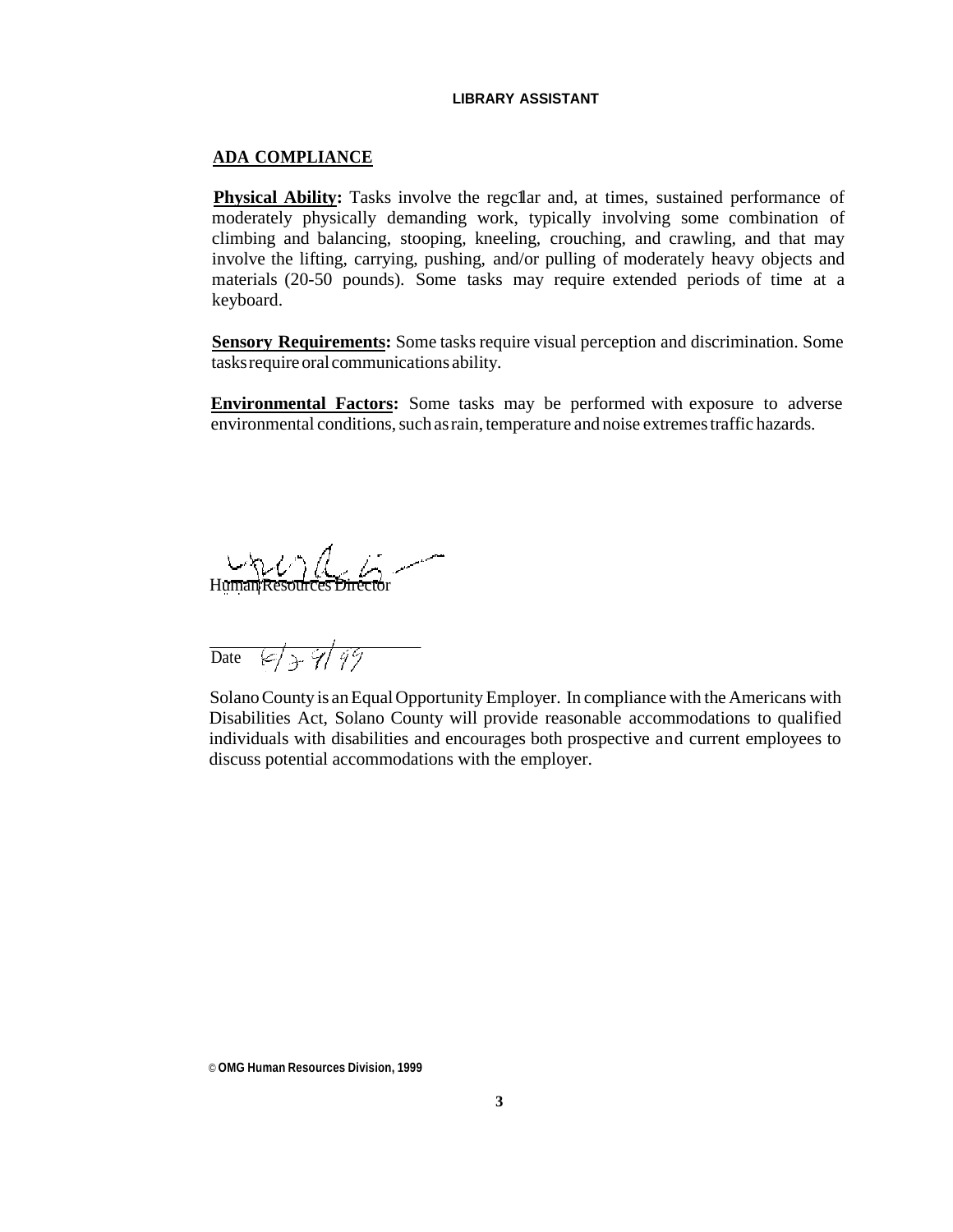**LIBRARY ASSISTANT**

## ADA COMPLIANCE

**Physical Ability:** Tasks involve the regc1lar and, at times, sustained performance of moderately physically demanding work, typically involving some combination of climbing and balancing, stooping, kneeling, crouching, and crawling, and that may involve the lifting, carrying, pushing, and/or pulling of moderately heavy objects and materials (20-50 pounds). Some tasks may require extended periods of time at a keyboard.

**Sensory Requirements:** Some tasks require visual perception and discrimination. Some tasks require oral communications ability.

**Environmental Factors:** Some tasks may be performed with exposure to adverse environmental conditions, such as rain, temperature and noise extremes traffic hazards.

Human Resources Director

Date 6/29/99

Solano County is an Equal Opportunity Employer. In compliance with the Americans with Disabilities Act, Solano County will provide reasonable accommodations to qualified individuals with disabilities and encourages both prospective and current employees to discuss potential accommodations with the employer.

© OMG Human Resources Division, 1999